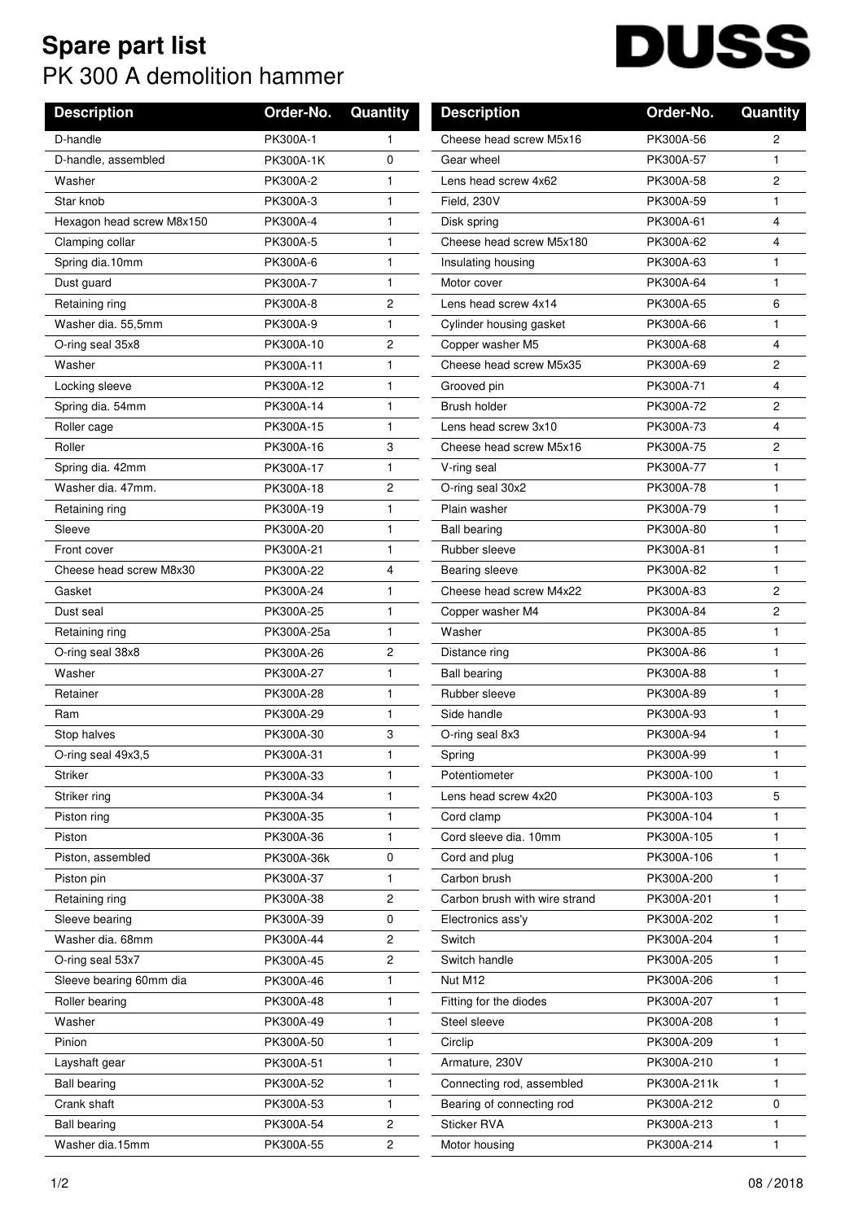# Spare part list

PK 300 A demolition hammer

DUSS

| Description | Order-No. | Quantity |
|---|---|---|
| D-handle | PK300A-1 | 1 |
| D-handle, assembled | PK300A-1K | 0 |
| Washer | PK300A-2 | 1 |
| Star knob | PK300A-3 | 1 |
| Hexagon head screw M8x150 | PK300A-4 | 1 |
| Clamping collar | PK300A-5 | 1 |
| Spring dia.10mm | PK300A-6 | 1 |
| Dust guard | PK300A-7 | 1 |
| Retaining ring | PK300A-8 | 2 |
| Washer dia. 55,5mm | PK300A-9 | 1 |
| O-ring seal 35x8 | PK300A-10 | 2 |
| Washer | PK300A-11 | 1 |
| Locking sleeve | PK300A-12 | 1 |
| Spring dia. 54mm | PK300A-14 | 1 |
| Roller cage | PK300A-15 | 1 |
| Roller | PK300A-16 | 3 |
| Spring dia. 42mm | PK300A-17 | 1 |
| Washer dia. 47mm. | PK300A-18 | 2 |
| Retaining ring | PK300A-19 | 1 |
| Sleeve | PK300A-20 | 1 |
| Front cover | PK300A-21 | 1 |
| Cheese head screw M8x30 | PK300A-22 | 4 |
| Gasket | PK300A-24 | 1 |
| Dust seal | PK300A-25 | 1 |
| Retaining ring | PK300A-25a | 1 |
| O-ring seal 38x8 | PK300A-26 | 2 |
| Washer | PK300A-27 | 1 |
| Retainer | PK300A-28 | 1 |
| Ram | PK300A-29 | 1 |
| Stop halves | PK300A-30 | 3 |
| O-ring seal 49x3,5 | PK300A-31 | 1 |
| Striker | PK300A-33 | 1 |
| Striker ring | PK300A-34 | 1 |
| Piston ring | PK300A-35 | 1 |
| Piston | PK300A-36 | 1 |
| Piston, assembled | PK300A-36k | 0 |
| Piston pin | PK300A-37 | 1 |
| Retaining ring | PK300A-38 | 2 |
| Sleeve bearing | PK300A-39 | 0 |
| Washer dia. 68mm | PK300A-44 | 2 |
| O-ring seal 53x7 | PK300A-45 | 2 |
| Sleeve bearing 60mm dia | PK300A-46 | 1 |
| Roller bearing | PK300A-48 | 1 |
| Washer | PK300A-49 | 1 |
| Pinion | PK300A-50 | 1 |
| Layshaft gear | PK300A-51 | 1 |
| Ball bearing | PK300A-52 | 1 |
| Crank shaft | PK300A-53 | 1 |
| Ball bearing | PK300A-54 | 2 |
| Washer dia.15mm | PK300A-55 | 2 |
| Cheese head screw M5x16 | PK300A-56 | 2 |
| Gear wheel | PK300A-57 | 1 |
| Lens head screw 4x62 | PK300A-58 | 2 |
| Field, 230V | PK300A-59 | 1 |
| Disk spring | PK300A-61 | 4 |
| Cheese head screw M5x180 | PK300A-62 | 4 |
| Insulating housing | PK300A-63 | 1 |
| Motor cover | PK300A-64 | 1 |
| Lens head screw 4x14 | PK300A-65 | 6 |
| Cylinder housing gasket | PK300A-66 | 1 |
| Copper washer M5 | PK300A-68 | 4 |
| Cheese head screw M5x35 | PK300A-69 | 2 |
| Grooved pin | PK300A-71 | 4 |
| Brush holder | PK300A-72 | 2 |
| Lens head screw 3x10 | PK300A-73 | 4 |
| Cheese head screw M5x16 | PK300A-75 | 2 |
| V-ring seal | PK300A-77 | 1 |
| O-ring seal 30x2 | PK300A-78 | 1 |
| Plain washer | PK300A-79 | 1 |
| Ball bearing | PK300A-80 | 1 |
| Rubber sleeve | PK300A-81 | 1 |
| Bearing sleeve | PK300A-82 | 1 |
| Cheese head screw M4x22 | PK300A-83 | 2 |
| Copper washer M4 | PK300A-84 | 2 |
| Washer | PK300A-85 | 1 |
| Distance ring | PK300A-86 | 1 |
| Ball bearing | PK300A-88 | 1 |
| Rubber sleeve | PK300A-89 | 1 |
| Side handle | PK300A-93 | 1 |
| O-ring seal 8x3 | PK300A-94 | 1 |
| Spring | PK300A-99 | 1 |
| Potentiometer | PK300A-100 | 1 |
| Lens head screw 4x20 | PK300A-103 | 5 |
| Cord clamp | PK300A-104 | 1 |
| Cord sleeve dia. 10mm | PK300A-105 | 1 |
| Cord and plug | PK300A-106 | 1 |
| Carbon brush | PK300A-200 | 1 |
| Carbon brush with wire strand | PK300A-201 | 1 |
| Electronics ass'y | PK300A-202 | 1 |
| Switch | PK300A-204 | 1 |
| Switch handle | PK300A-205 | 1 |
| Nut M12 | PK300A-206 | 1 |
| Fitting for the diodes | PK300A-207 | 1 |
| Steel sleeve | PK300A-208 | 1 |
| Circlip | PK300A-209 | 1 |
| Armature, 230V | PK300A-210 | 1 |
| Connecting rod, assembled | PK300A-211k | 1 |
| Bearing of connecting rod | PK300A-212 | 0 |
| Sticker RVA | PK300A-213 | 1 |
| Motor housing | PK300A-214 | 1 |

08 / 2018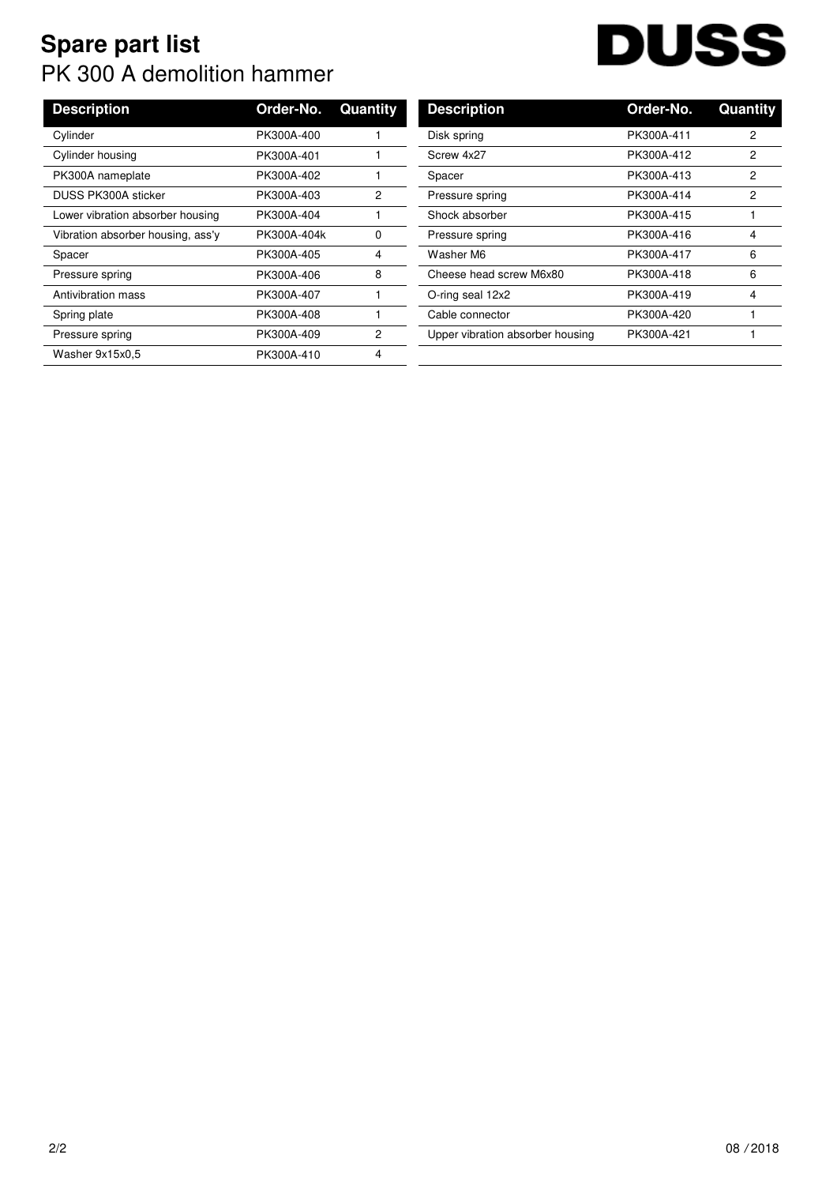# Spare part list

## PK 300 A demolition hammer

DUSS

| Description | Order-No. | Quantity |
|---|---|---|
| Cylinder | PK300A-400 | 1 |
| Cylinder housing | PK300A-401 | 1 |
| PK300A nameplate | PK300A-402 | 1 |
| DUSS PK300A sticker | PK300A-403 | 2 |
| Lower vibration absorber housing | PK300A-404 | 1 |
| Vibration absorber housing, ass'y | PK300A-404k | 0 |
| Spacer | PK300A-405 | 4 |
| Pressure spring | PK300A-406 | 8 |
| Antivibration mass | PK300A-407 | 1 |
| Spring plate | PK300A-408 | 1 |
| Pressure spring | PK300A-409 | 2 |
| Washer 9x15x0,5 | PK300A-410 | 4 |
| Disk spring | PK300A-411 | 2 |
| Screw 4x27 | PK300A-412 | 2 |
| Spacer | PK300A-413 | 2 |
| Pressure spring | PK300A-414 | 2 |
| Shock absorber | PK300A-415 | 1 |
| Pressure spring | PK300A-416 | 4 |
| Washer M6 | PK300A-417 | 6 |
| Cheese head screw M6x80 | PK300A-418 | 6 |
| O-ring seal 12x2 | PK300A-419 | 4 |
| Cable connector | PK300A-420 | 1 |
| Upper vibration absorber housing | PK300A-421 | 1 |

08 / 2018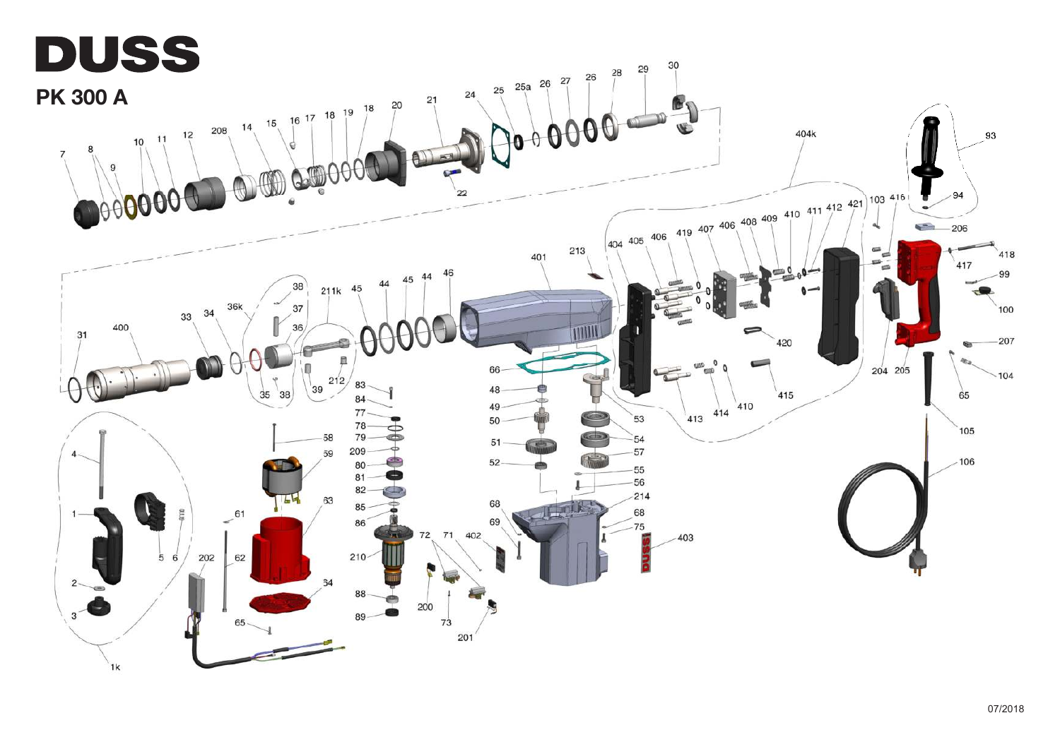# DUSS

## PK 300 A

07/2018